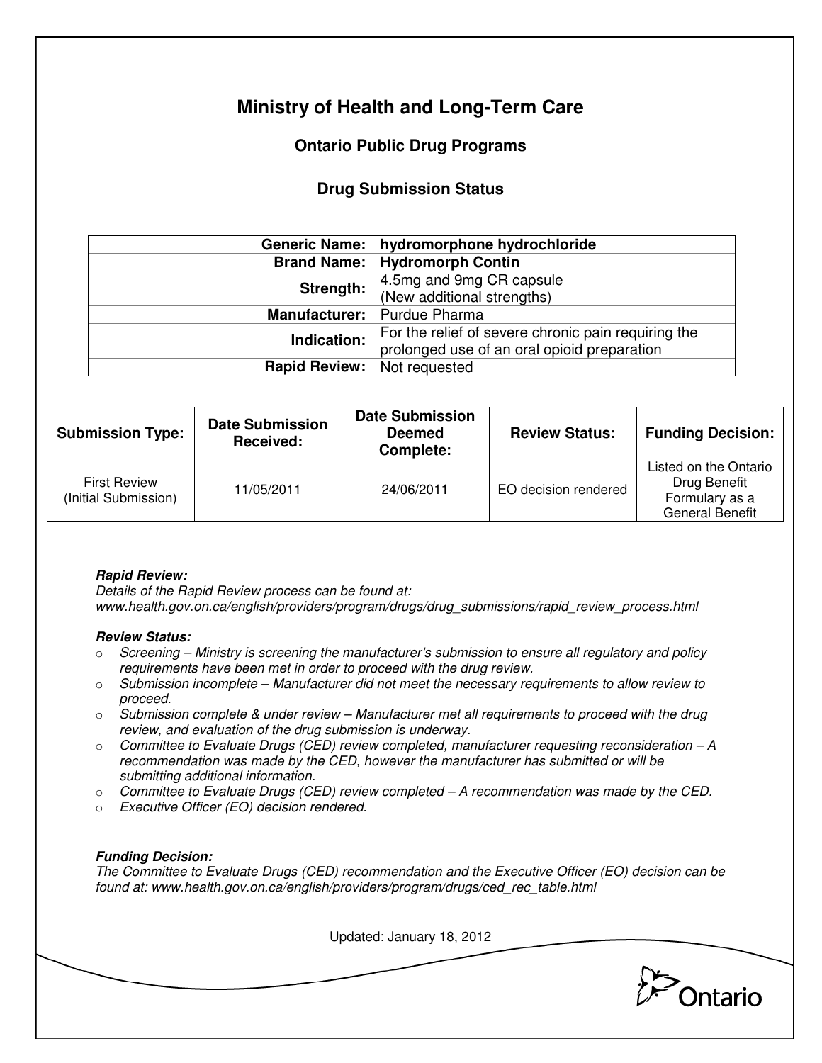# Ministry of Health and Long-Term Care

## Ontario Public Drug Programs

### Drug Submission Status

| | |
|---|---|
| **Generic Name:** | **hydromorphone hydrochloride** |
| **Brand Name:** | **Hydromorph Contin** |
| **Strength:** | 4.5mg and 9mg CR capsule (New additional strengths) |
| **Manufacturer:** | Purdue Pharma |
| **Indication:** | For the relief of severe chronic pain requiring the prolonged use of an oral opioid preparation |
| **Rapid Review:** | Not requested |

| Submission Type: | Date Submission Received: | Date Submission Deemed Complete: | Review Status: | Funding Decision: |
|---|---|---|---|---|
| First Review (Initial Submission) | 11/05/2011 | 24/06/2011 | EO decision rendered | Listed on the Ontario Drug Benefit Formulary as a General Benefit |

***Rapid Review:***
*Details of the Rapid Review process can be found at: www.health.gov.on.ca/english/providers/program/drugs/drug_submissions/rapid_review_process.html*

***Review Status:***

- *Screening – Ministry is screening the manufacturer's submission to ensure all regulatory and policy requirements have been met in order to proceed with the drug review.*
- *Submission incomplete – Manufacturer did not meet the necessary requirements to allow review to proceed.*
- *Submission complete & under review – Manufacturer met all requirements to proceed with the drug review, and evaluation of the drug submission is underway.*
- *Committee to Evaluate Drugs (CED) review completed, manufacturer requesting reconsideration – A recommendation was made by the CED, however the manufacturer has submitted or will be submitting additional information.*
- *Committee to Evaluate Drugs (CED) review completed – A recommendation was made by the CED.*
- *Executive Officer (EO) decision rendered.*

***Funding Decision:***
*The Committee to Evaluate Drugs (CED) recommendation and the Executive Officer (EO) decision can be found at: www.health.gov.on.ca/english/providers/program/drugs/ced_rec_table.html*

Updated: January 18, 2012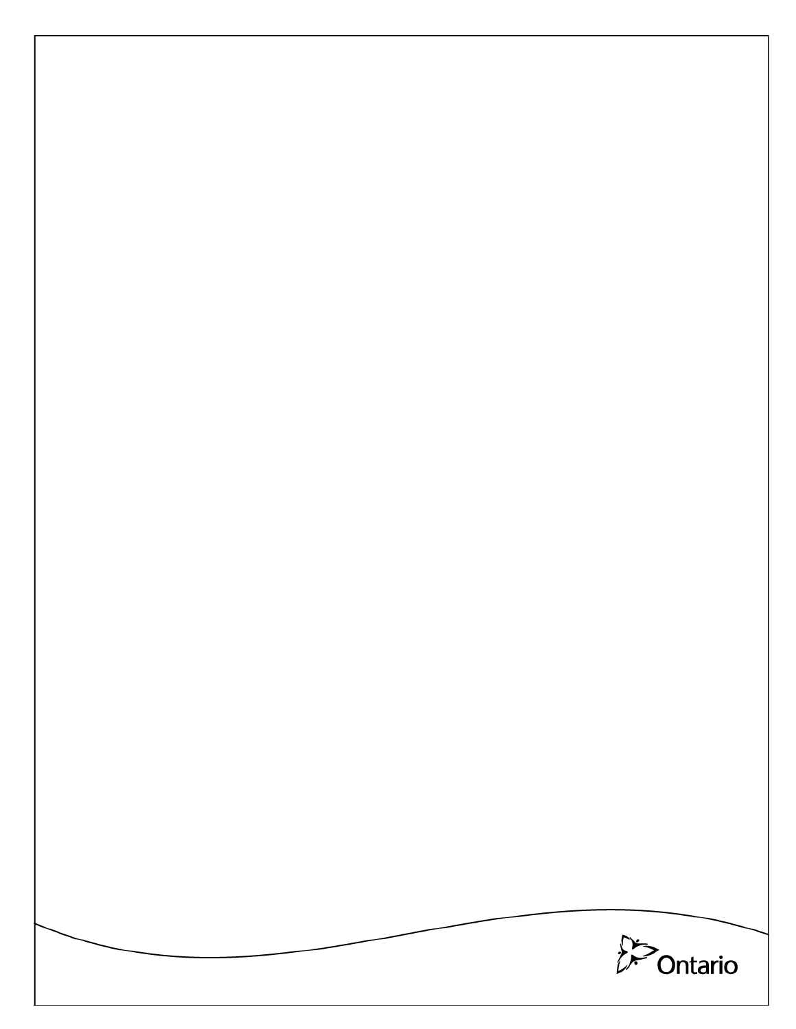Ontario